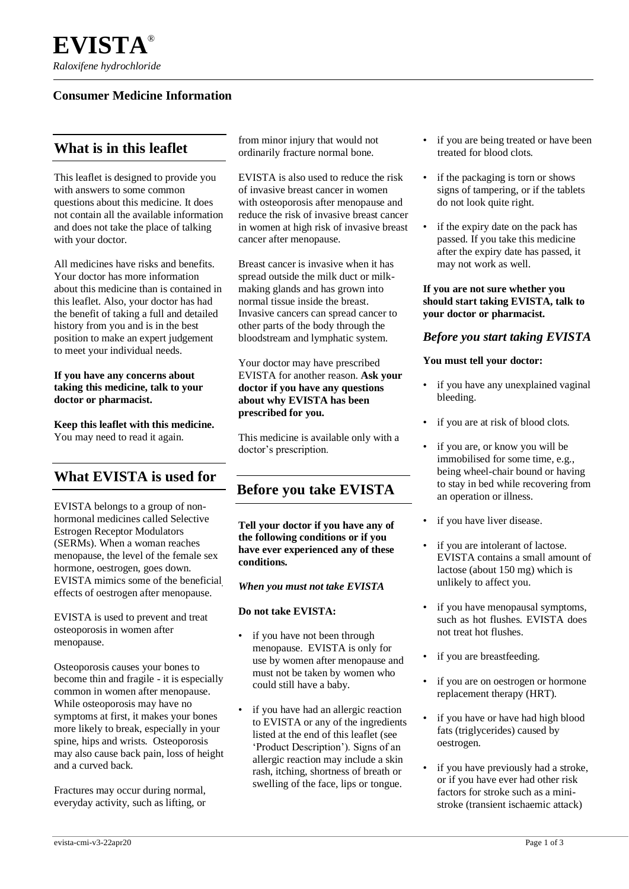# EVISTA®

*Raloxifene hydrochloride*

**Consumer Medicine Information**

## What is in this leaflet

This leaflet is designed to provide you with answers to some common questions about this medicine. It does not contain all the available information and does not take the place of talking with your doctor.

All medicines have risks and benefits. Your doctor has more information about this medicine than is contained in this leaflet. Also, your doctor has had the benefit of taking a full and detailed history from you and is in the best position to make an expert judgement to meet your individual needs.

**If you have any concerns about taking this medicine, talk to your doctor or pharmacist.**

**Keep this leaflet with this medicine.** You may need to read it again.

## What EVISTA is used for

EVISTA belongs to a group of non-hormonal medicines called Selective Estrogen Receptor Modulators (SERMs). When a woman reaches menopause, the level of the female sex hormone, oestrogen, goes down. EVISTA mimics some of the beneficial effects of oestrogen after menopause.

EVISTA is used to prevent and treat osteoporosis in women after menopause.

Osteoporosis causes your bones to become thin and fragile - it is especially common in women after menopause. While osteoporosis may have no symptoms at first, it makes your bones more likely to break, especially in your spine, hips and wrists. Osteoporosis may also cause back pain, loss of height and a curved back.

Fractures may occur during normal, everyday activity, such as lifting, or from minor injury that would not ordinarily fracture normal bone.

EVISTA is also used to reduce the risk of invasive breast cancer in women with osteoporosis after menopause and reduce the risk of invasive breast cancer in women at high risk of invasive breast cancer after menopause.

Breast cancer is invasive when it has spread outside the milk duct or milk-making glands and has grown into normal tissue inside the breast. Invasive cancers can spread cancer to other parts of the body through the bloodstream and lymphatic system.

Your doctor may have prescribed EVISTA for another reason. **Ask your doctor if you have any questions about why EVISTA has been prescribed for you.**

This medicine is available only with a doctor's prescription.

## Before you take EVISTA

**Tell your doctor if you have any of the following conditions or if you have ever experienced any of these conditions.**

***When you must not take EVISTA***

**Do not take EVISTA:**

- if you have not been through menopause. EVISTA is only for use by women after menopause and must not be taken by women who could still have a baby.
- if you have had an allergic reaction to EVISTA or any of the ingredients listed at the end of this leaflet (see 'Product Description'). Signs of an allergic reaction may include a skin rash, itching, shortness of breath or swelling of the face, lips or tongue.
- if you are being treated or have been treated for blood clots.
- if the packaging is torn or shows signs of tampering, or if the tablets do not look quite right.
- if the expiry date on the pack has passed. If you take this medicine after the expiry date has passed, it may not work as well.

**If you are not sure whether you should start taking EVISTA, talk to your doctor or pharmacist.**

### *Before you start taking EVISTA*

**You must tell your doctor:**

- if you have any unexplained vaginal bleeding.
- if you are at risk of blood clots.
- if you are, or know you will be immobilised for some time, e.g., being wheel-chair bound or having to stay in bed while recovering from an operation or illness.
- if you have liver disease.
- if you are intolerant of lactose. EVISTA contains a small amount of lactose (about 150 mg) which is unlikely to affect you.
- if you have menopausal symptoms, such as hot flushes. EVISTA does not treat hot flushes.
- if you are breastfeeding.
- if you are on oestrogen or hormone replacement therapy (HRT).
- if you have or have had high blood fats (triglycerides) caused by oestrogen.
- if you have previously had a stroke, or if you have ever had other risk factors for stroke such as a mini-stroke (transient ischaemic attack)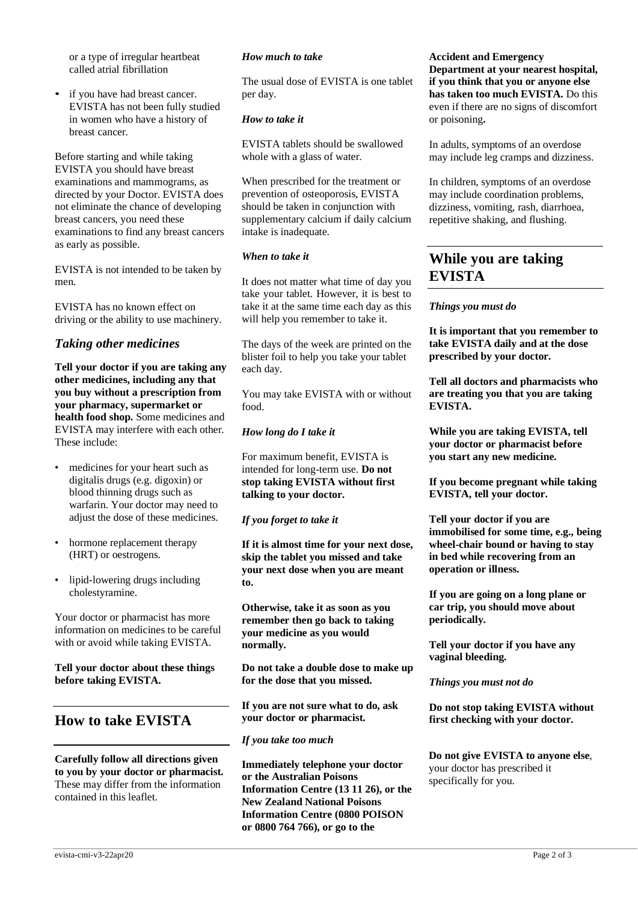or a type of irregular heartbeat called atrial fibrillation

- if you have had breast cancer. EVISTA has not been fully studied in women who have a history of breast cancer.

Before starting and while taking EVISTA you should have breast examinations and mammograms, as directed by your Doctor. EVISTA does not eliminate the chance of developing breast cancers, you need these examinations to find any breast cancers as early as possible.

EVISTA is not intended to be taken by men.

EVISTA has no known effect on driving or the ability to use machinery.

### *Taking other medicines*

**Tell your doctor if you are taking any other medicines, including any that you buy without a prescription from your pharmacy, supermarket or health food shop.** Some medicines and EVISTA may interfere with each other. These include:

- medicines for your heart such as digitalis drugs (e.g. digoxin) or blood thinning drugs such as warfarin. Your doctor may need to adjust the dose of these medicines.
- hormone replacement therapy (HRT) or oestrogens.
- lipid-lowering drugs including cholestyramine.

Your doctor or pharmacist has more information on medicines to be careful with or avoid while taking EVISTA.

**Tell your doctor about these things before taking EVISTA.**

## How to take EVISTA

**Carefully follow all directions given to you by your doctor or pharmacist.** These may differ from the information contained in this leaflet.

*How much to take*

The usual dose of EVISTA is one tablet per day.

*How to take it*

EVISTA tablets should be swallowed whole with a glass of water.

When prescribed for the treatment or prevention of osteoporosis, EVISTA should be taken in conjunction with supplementary calcium if daily calcium intake is inadequate.

*When to take it*

It does not matter what time of day you take your tablet. However, it is best to take it at the same time each day as this will help you remember to take it.

The days of the week are printed on the blister foil to help you take your tablet each day.

You may take EVISTA with or without food.

*How long do I take it*

For maximum benefit, EVISTA is intended for long-term use. **Do not stop taking EVISTA without first talking to your doctor.**

*If you forget to take it*

**If it is almost time for your next dose, skip the tablet you missed and take your next dose when you are meant to.**

**Otherwise, take it as soon as you remember then go back to taking your medicine as you would normally.**

**Do not take a double dose to make up for the dose that you missed.**

**If you are not sure what to do, ask your doctor or pharmacist.**

*If you take too much*

**Immediately telephone your doctor or the Australian Poisons Information Centre (13 11 26), or the New Zealand National Poisons Information Centre (0800 POISON or 0800 764 766), or go to the Accident and Emergency Department at your nearest hospital, if you think that you or anyone else has taken too much EVISTA.** Do this even if there are no signs of discomfort or poisoning**.**

In adults, symptoms of an overdose may include leg cramps and dizziness.

In children, symptoms of an overdose may include coordination problems, dizziness, vomiting, rash, diarrhoea, repetitive shaking, and flushing.

## While you are taking EVISTA

*Things you must do*

**It is important that you remember to take EVISTA daily and at the dose prescribed by your doctor.**

**Tell all doctors and pharmacists who are treating you that you are taking EVISTA.**

**While you are taking EVISTA, tell your doctor or pharmacist before you start any new medicine.**

**If you become pregnant while taking EVISTA, tell your doctor.**

**Tell your doctor if you are immobilised for some time, e.g., being wheel-chair bound or having to stay in bed while recovering from an operation or illness.**

**If you are going on a long plane or car trip, you should move about periodically.**

**Tell your doctor if you have any vaginal bleeding.**

*Things you must not do*

**Do not stop taking EVISTA without first checking with your doctor.**

**Do not give EVISTA to anyone else**, your doctor has prescribed it specifically for you.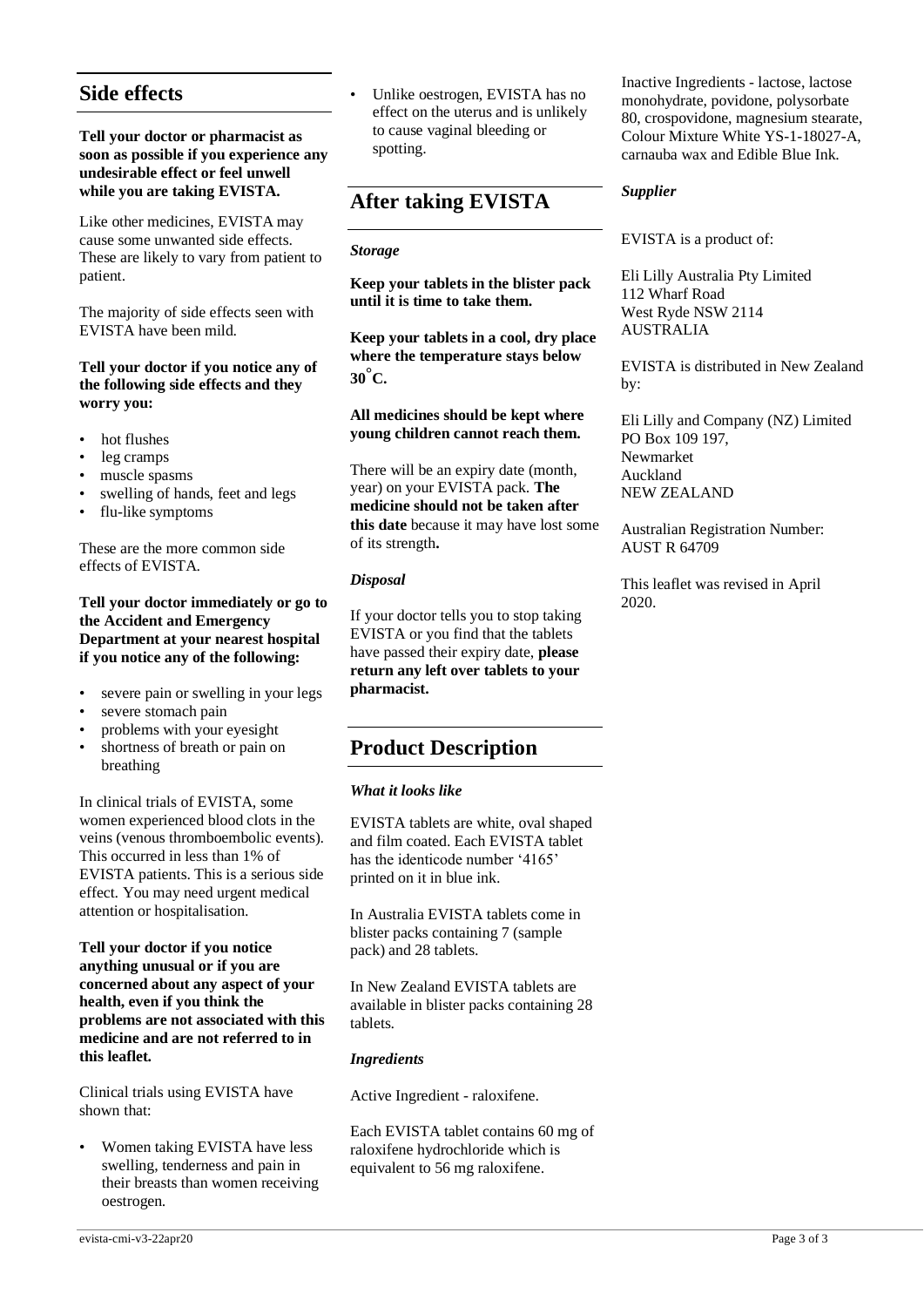## Side effects

**Tell your doctor or pharmacist as soon as possible if you experience any undesirable effect or feel unwell while you are taking EVISTA.**

Like other medicines, EVISTA may cause some unwanted side effects. These are likely to vary from patient to patient.

The majority of side effects seen with EVISTA have been mild.

**Tell your doctor if you notice any of the following side effects and they worry you:**

- hot flushes
- leg cramps
- muscle spasms
- swelling of hands, feet and legs
- flu-like symptoms

These are the more common side effects of EVISTA.

**Tell your doctor immediately or go to the Accident and Emergency Department at your nearest hospital if you notice any of the following:**

- severe pain or swelling in your legs
- severe stomach pain
- problems with your eyesight
- shortness of breath or pain on breathing

In clinical trials of EVISTA, some women experienced blood clots in the veins (venous thromboembolic events). This occurred in less than 1% of EVISTA patients. This is a serious side effect. You may need urgent medical attention or hospitalisation.

**Tell your doctor if you notice anything unusual or if you are concerned about any aspect of your health, even if you think the problems are not associated with this medicine and are not referred to in this leaflet.**

Clinical trials using EVISTA have shown that:

- Women taking EVISTA have less swelling, tenderness and pain in their breasts than women receiving oestrogen.
- Unlike oestrogen, EVISTA has no effect on the uterus and is unlikely to cause vaginal bleeding or spotting.

## After taking EVISTA

*Storage*

**Keep your tablets in the blister pack until it is time to take them.**

**Keep your tablets in a cool, dry place where the temperature stays below 30°C.**

**All medicines should be kept where young children cannot reach them.**

There will be an expiry date (month, year) on your EVISTA pack. **The medicine should not be taken after this date** because it may have lost some of its strength**.**

*Disposal*

If your doctor tells you to stop taking EVISTA or you find that the tablets have passed their expiry date, **please return any left over tablets to your pharmacist.**

## Product Description

*What it looks like*

EVISTA tablets are white, oval shaped and film coated. Each EVISTA tablet has the identicode number '4165' printed on it in blue ink.

In Australia EVISTA tablets come in blister packs containing 7 (sample pack) and 28 tablets.

In New Zealand EVISTA tablets are available in blister packs containing 28 tablets.

*Ingredients*

Active Ingredient - raloxifene.

Each EVISTA tablet contains 60 mg of raloxifene hydrochloride which is equivalent to 56 mg raloxifene.

Inactive Ingredients - lactose, lactose monohydrate, povidone, polysorbate 80, crospovidone, magnesium stearate, Colour Mixture White YS-1-18027-A, carnauba wax and Edible Blue Ink.

*Supplier*

EVISTA is a product of:

Eli Lilly Australia Pty Limited
112 Wharf Road
West Ryde NSW 2114
AUSTRALIA

EVISTA is distributed in New Zealand by:

Eli Lilly and Company (NZ) Limited
PO Box 109 197,
Newmarket
Auckland
NEW ZEALAND

Australian Registration Number: AUST R 64709

This leaflet was revised in April 2020.